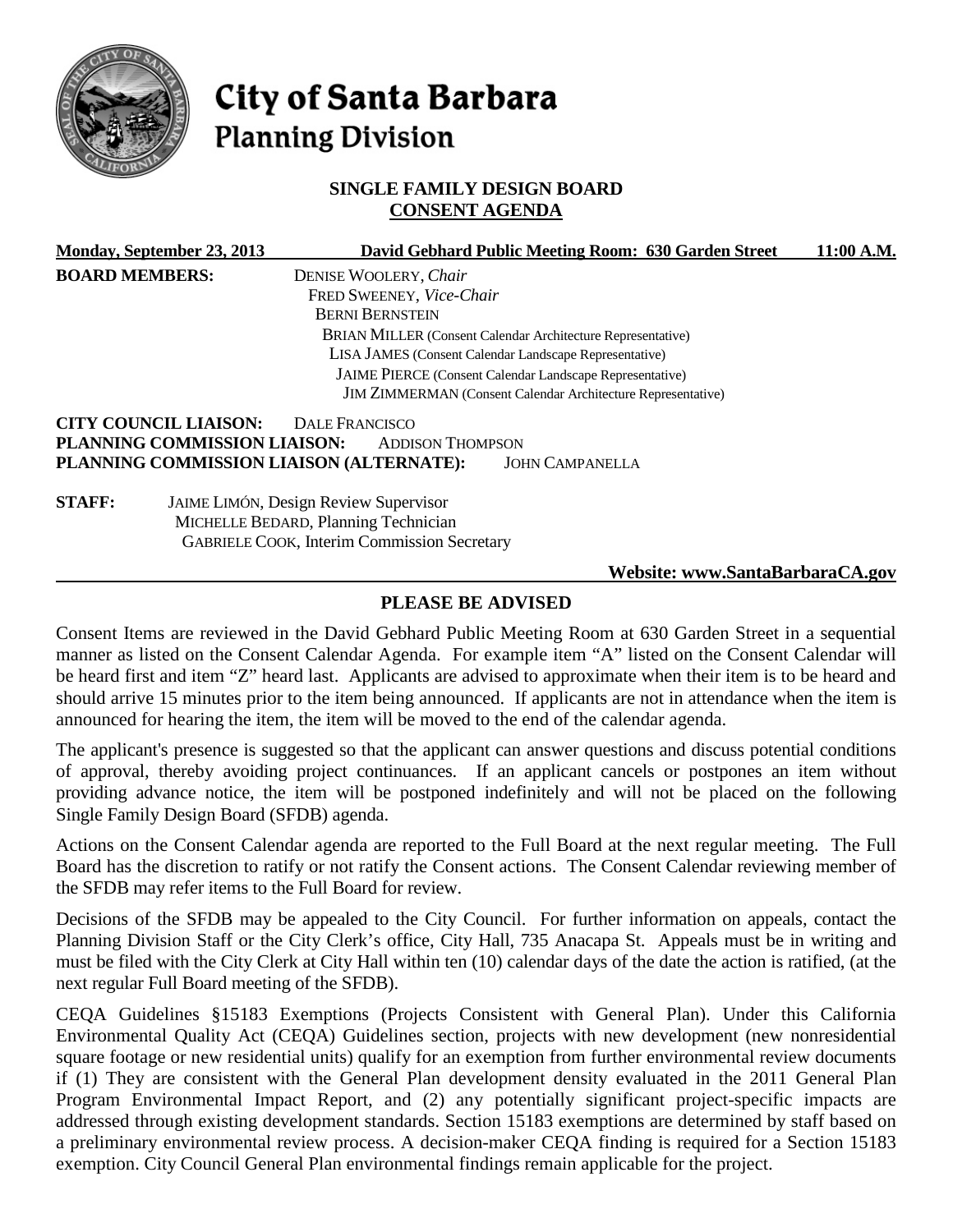# City of Santa Barbara
## Planning Division

**SINGLE FAMILY DESIGN BOARD**
**CONSENT AGENDA**

**Monday, September 23, 2013** **David Gebhard Public Meeting Room: 630 Garden Street** **11:00 A.M.**

**BOARD MEMBERS:**
DENISE WOOLERY, *Chair*
FRED SWEENEY, *Vice-Chair*
BERNI BERNSTEIN
BRIAN MILLER (Consent Calendar Architecture Representative)
LISA JAMES (Consent Calendar Landscape Representative)
JAIME PIERCE (Consent Calendar Landscape Representative)
JIM ZIMMERMAN (Consent Calendar Architecture Representative)

**CITY COUNCIL LIAISON:** DALE FRANCISCO
**PLANNING COMMISSION LIAISON:** ADDISON THOMPSON
**PLANNING COMMISSION LIAISON (ALTERNATE):** JOHN CAMPANELLA

**STAFF:**
JAIME LIMÓN, Design Review Supervisor
MICHELLE BEDARD, Planning Technician
GABRIELE COOK, Interim Commission Secretary

**Website: www.SantaBarbaraCA.gov**

## PLEASE BE ADVISED

Consent Items are reviewed in the David Gebhard Public Meeting Room at 630 Garden Street in a sequential manner as listed on the Consent Calendar Agenda. For example item "A" listed on the Consent Calendar will be heard first and item "Z" heard last. Applicants are advised to approximate when their item is to be heard and should arrive 15 minutes prior to the item being announced. If applicants are not in attendance when the item is announced for hearing the item, the item will be moved to the end of the calendar agenda.

The applicant's presence is suggested so that the applicant can answer questions and discuss potential conditions of approval, thereby avoiding project continuances. If an applicant cancels or postpones an item without providing advance notice, the item will be postponed indefinitely and will not be placed on the following Single Family Design Board (SFDB) agenda.

Actions on the Consent Calendar agenda are reported to the Full Board at the next regular meeting. The Full Board has the discretion to ratify or not ratify the Consent actions. The Consent Calendar reviewing member of the SFDB may refer items to the Full Board for review.

Decisions of the SFDB may be appealed to the City Council. For further information on appeals, contact the Planning Division Staff or the City Clerk's office, City Hall, 735 Anacapa St. Appeals must be in writing and must be filed with the City Clerk at City Hall within ten (10) calendar days of the date the action is ratified, (at the next regular Full Board meeting of the SFDB).

CEQA Guidelines §15183 Exemptions (Projects Consistent with General Plan). Under this California Environmental Quality Act (CEQA) Guidelines section, projects with new development (new nonresidential square footage or new residential units) qualify for an exemption from further environmental review documents if (1) They are consistent with the General Plan development density evaluated in the 2011 General Plan Program Environmental Impact Report, and (2) any potentially significant project-specific impacts are addressed through existing development standards. Section 15183 exemptions are determined by staff based on a preliminary environmental review process. A decision-maker CEQA finding is required for a Section 15183 exemption. City Council General Plan environmental findings remain applicable for the project.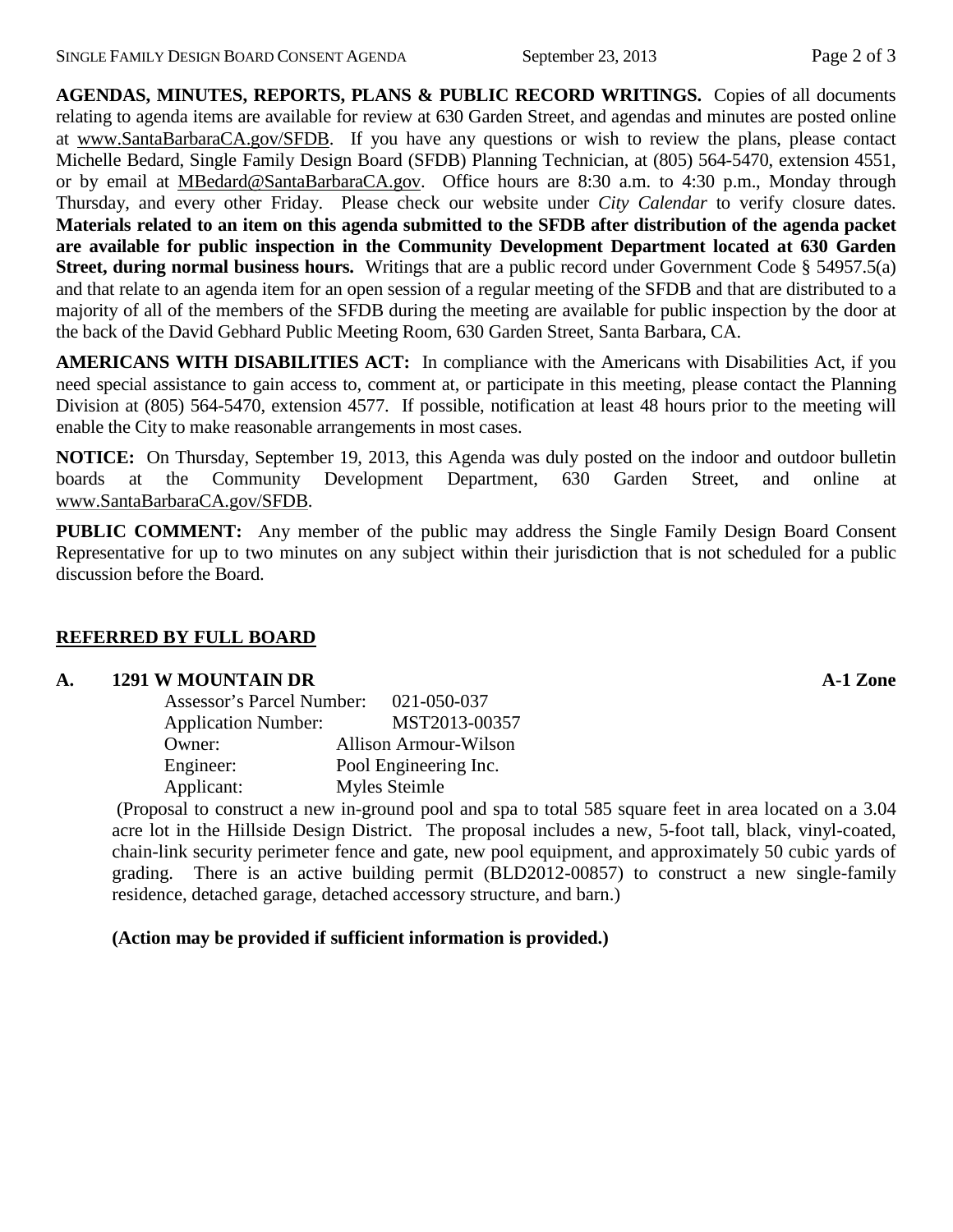**AGENDAS, MINUTES, REPORTS, PLANS & PUBLIC RECORD WRITINGS.** Copies of all documents relating to agenda items are available for review at 630 Garden Street, and agendas and minutes are posted online at www.SantaBarbaraCA.gov/SFDB. If you have any questions or wish to review the plans, please contact Michelle Bedard, Single Family Design Board (SFDB) Planning Technician, at (805) 564-5470, extension 4551, or by email at MBedard@SantaBarbaraCA.gov. Office hours are 8:30 a.m. to 4:30 p.m., Monday through Thursday, and every other Friday. Please check our website under *City Calendar* to verify closure dates. **Materials related to an item on this agenda submitted to the SFDB after distribution of the agenda packet are available for public inspection in the Community Development Department located at 630 Garden Street, during normal business hours.** Writings that are a public record under Government Code § 54957.5(a) and that relate to an agenda item for an open session of a regular meeting of the SFDB and that are distributed to a majority of all of the members of the SFDB during the meeting are available for public inspection by the door at the back of the David Gebhard Public Meeting Room, 630 Garden Street, Santa Barbara, CA.

**AMERICANS WITH DISABILITIES ACT:** In compliance with the Americans with Disabilities Act, if you need special assistance to gain access to, comment at, or participate in this meeting, please contact the Planning Division at (805) 564-5470, extension 4577. If possible, notification at least 48 hours prior to the meeting will enable the City to make reasonable arrangements in most cases.

**NOTICE:** On Thursday, September 19, 2013, this Agenda was duly posted on the indoor and outdoor bulletin boards at the Community Development Department, 630 Garden Street, and online at www.SantaBarbaraCA.gov/SFDB.

**PUBLIC COMMENT:** Any member of the public may address the Single Family Design Board Consent Representative for up to two minutes on any subject within their jurisdiction that is not scheduled for a public discussion before the Board.

## REFERRED BY FULL BOARD

**A. 1291 W MOUNTAIN DR** **A-1 Zone**

Assessor's Parcel Number: 021-050-037
Application Number: MST2013-00357
Owner: Allison Armour-Wilson
Engineer: Pool Engineering Inc.
Applicant: Myles Steimle

(Proposal to construct a new in-ground pool and spa to total 585 square feet in area located on a 3.04 acre lot in the Hillside Design District. The proposal includes a new, 5-foot tall, black, vinyl-coated, chain-link security perimeter fence and gate, new pool equipment, and approximately 50 cubic yards of grading. There is an active building permit (BLD2012-00857) to construct a new single-family residence, detached garage, detached accessory structure, and barn.)

**(Action may be provided if sufficient information is provided.)**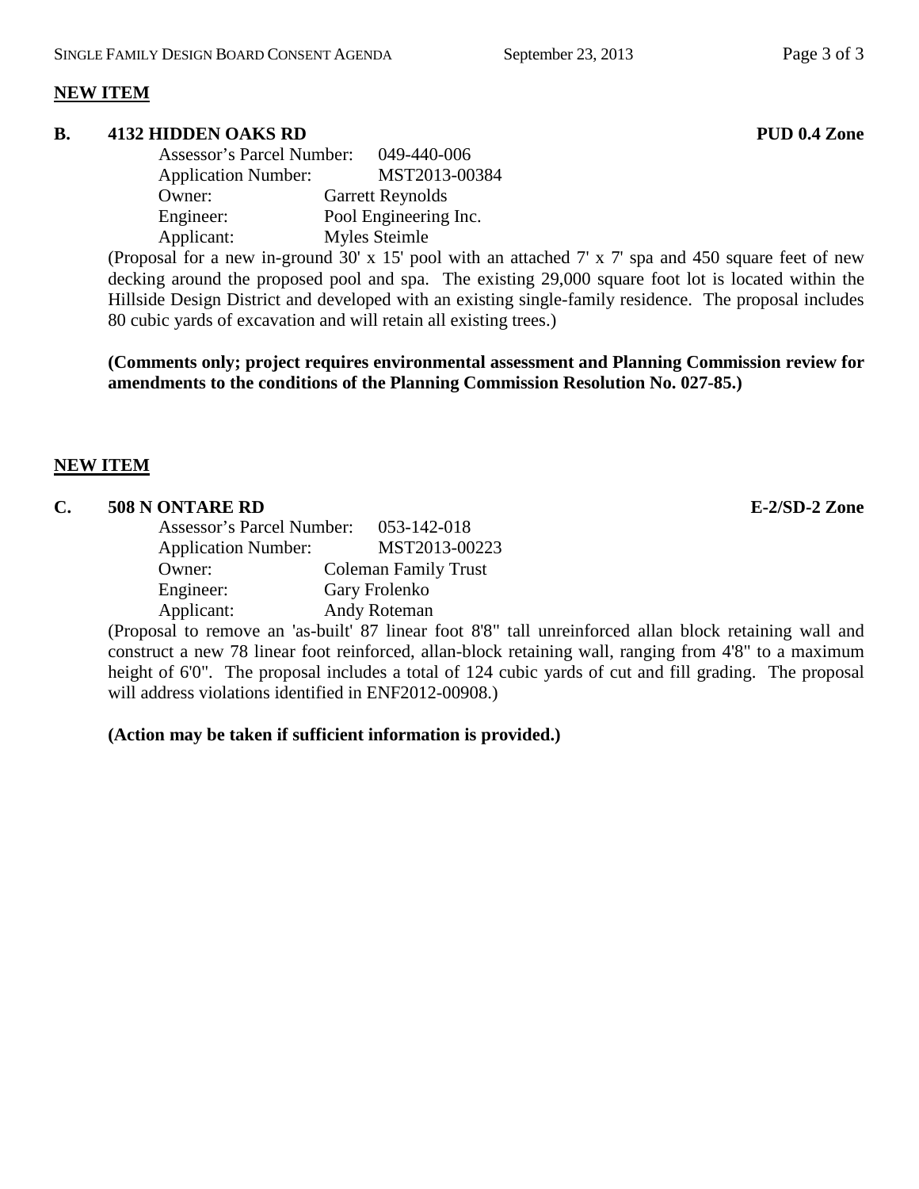**NEW ITEM**

**B. 4132 HIDDEN OAKS RD** **PUD 0.4 Zone**

Assessor's Parcel Number: 049-440-006
Application Number: MST2013-00384
Owner: Garrett Reynolds
Engineer: Pool Engineering Inc.
Applicant: Myles Steimle

(Proposal for a new in-ground 30' x 15' pool with an attached 7' x 7' spa and 450 square feet of new decking around the proposed pool and spa. The existing 29,000 square foot lot is located within the Hillside Design District and developed with an existing single-family residence. The proposal includes 80 cubic yards of excavation and will retain all existing trees.)

**(Comments only; project requires environmental assessment and Planning Commission review for amendments to the conditions of the Planning Commission Resolution No. 027-85.)**

**NEW ITEM**

**C. 508 N ONTARE RD** **E-2/SD-2 Zone**

Assessor's Parcel Number: 053-142-018
Application Number: MST2013-00223
Owner: Coleman Family Trust
Engineer: Gary Frolenko
Applicant: Andy Roteman

(Proposal to remove an 'as-built' 87 linear foot 8'8" tall unreinforced allan block retaining wall and construct a new 78 linear foot reinforced, allan-block retaining wall, ranging from 4'8" to a maximum height of 6'0". The proposal includes a total of 124 cubic yards of cut and fill grading. The proposal will address violations identified in ENF2012-00908.)

**(Action may be taken if sufficient information is provided.)**